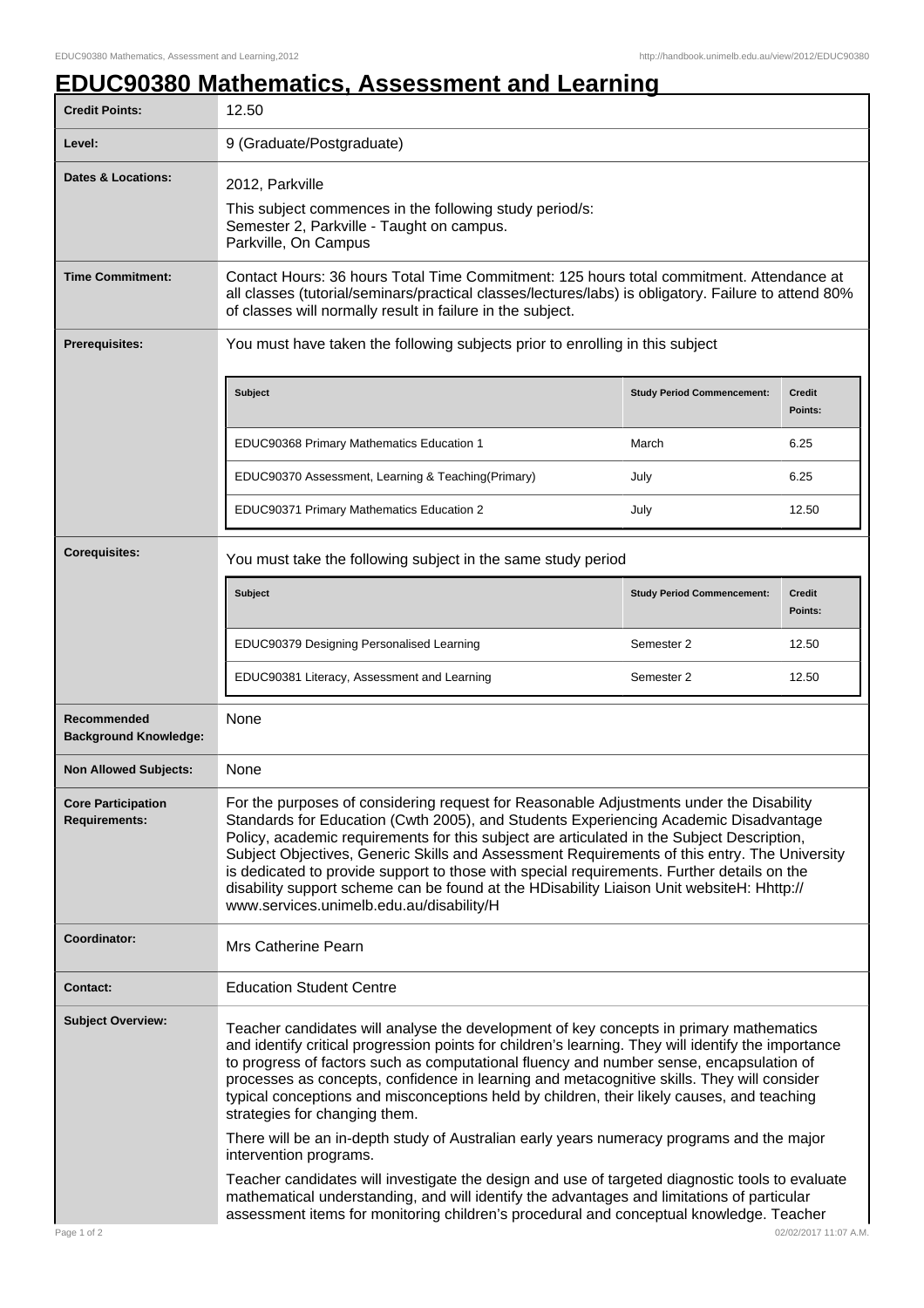# EDUC90380 Mathematics, Assessment and Learning

| | |
|---|---|
| **Credit Points:** | 12.50 |
| **Level:** | 9 (Graduate/Postgraduate) |
| **Dates & Locations:** | 2012, Parkville<br>This subject commences in the following study period/s:<br>Semester 2, Parkville - Taught on campus.<br>Parkville, On Campus |
| **Time Commitment:** | Contact Hours: 36 hours Total Time Commitment: 125 hours total commitment. Attendance at all classes (tutorial/seminars/practical classes/lectures/labs) is obligatory. Failure to attend 80% of classes will normally result in failure in the subject. |
| **Prerequisites:** | You must have taken the following subjects prior to enrolling in this subject |
| **Corequisites:** | You must take the following subject in the same study period |
| **Recommended Background Knowledge:** | None |
| **Non Allowed Subjects:** | None |
| **Core Participation Requirements:** | For the purposes of considering request for Reasonable Adjustments under the Disability Standards for Education (Cwth 2005), and Students Experiencing Academic Disadvantage Policy, academic requirements for this subject are articulated in the Subject Description, Subject Objectives, Generic Skills and Assessment Requirements of this entry. The University is dedicated to provide support to those with special requirements. Further details on the disability support scheme can be found at the HDisability Liaison Unit websiteH: Hhttp://www.services.unimelb.edu.au/disability/H |
| **Coordinator:** | Mrs Catherine Pearn |
| **Contact:** | Education Student Centre |

**Prerequisites:**

| Subject | Study Period Commencement: | Credit Points: |
|---|---|---|
| EDUC90368 Primary Mathematics Education 1 | March | 6.25 |
| EDUC90370 Assessment, Learning & Teaching(Primary) | July | 6.25 |
| EDUC90371 Primary Mathematics Education 2 | July | 12.50 |

**Corequisites:**

| Subject | Study Period Commencement: | Credit Points: |
|---|---|---|
| EDUC90379 Designing Personalised Learning | Semester 2 | 12.50 |
| EDUC90381 Literacy, Assessment and Learning | Semester 2 | 12.50 |

**Subject Overview:**

Teacher candidates will analyse the development of key concepts in primary mathematics and identify critical progression points for children's learning. They will identify the importance to progress of factors such as computational fluency and number sense, encapsulation of processes as concepts, confidence in learning and metacognitive skills. They will consider typical conceptions and misconceptions held by children, their likely causes, and teaching strategies for changing them.

There will be an in-depth study of Australian early years numeracy programs and the major intervention programs.

Teacher candidates will investigate the design and use of targeted diagnostic tools to evaluate mathematical understanding, and will identify the advantages and limitations of particular assessment items for monitoring children's procedural and conceptual knowledge. Teacher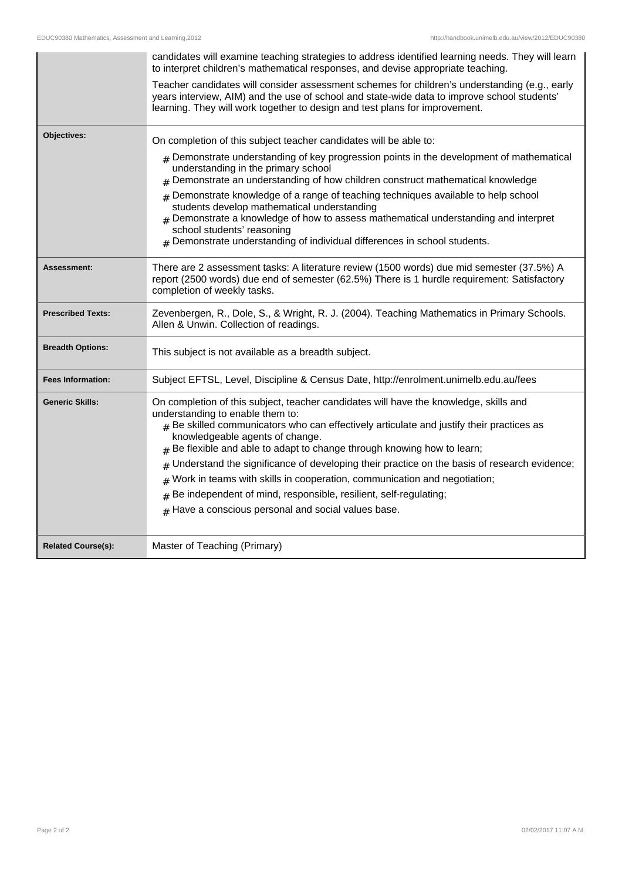| | |
|---|---|
| | candidates will examine teaching strategies to address identified learning needs. They will learn to interpret children's mathematical responses, and devise appropriate teaching.<br><br>Teacher candidates will consider assessment schemes for children's understanding (e.g., early years interview, AIM) and the use of school and state-wide data to improve school students' learning. They will work together to design and test plans for improvement. |
| **Objectives:** | On completion of this subject teacher candidates will be able to:<br># Demonstrate understanding of key progression points in the development of mathematical understanding in the primary school<br># Demonstrate an understanding of how children construct mathematical knowledge<br># Demonstrate knowledge of a range of teaching techniques available to help school students develop mathematical understanding<br># Demonstrate a knowledge of how to assess mathematical understanding and interpret school students' reasoning<br># Demonstrate understanding of individual differences in school students. |
| **Assessment:** | There are 2 assessment tasks: A literature review (1500 words) due mid semester (37.5%) A report (2500 words) due end of semester (62.5%) There is 1 hurdle requirement: Satisfactory completion of weekly tasks. |
| **Prescribed Texts:** | Zevenbergen, R., Dole, S., & Wright, R. J. (2004). Teaching Mathematics in Primary Schools. Allen & Unwin. Collection of readings. |
| **Breadth Options:** | This subject is not available as a breadth subject. |
| **Fees Information:** | Subject EFTSL, Level, Discipline & Census Date, http://enrolment.unimelb.edu.au/fees |
| **Generic Skills:** | On completion of this subject, teacher candidates will have the knowledge, skills and understanding to enable them to:<br># Be skilled communicators who can effectively articulate and justify their practices as knowledgeable agents of change.<br># Be flexible and able to adapt to change through knowing how to learn;<br># Understand the significance of developing their practice on the basis of research evidence;<br># Work in teams with skills in cooperation, communication and negotiation;<br># Be independent of mind, responsible, resilient, self-regulating;<br># Have a conscious personal and social values base. |
| **Related Course(s):** | Master of Teaching (Primary) |